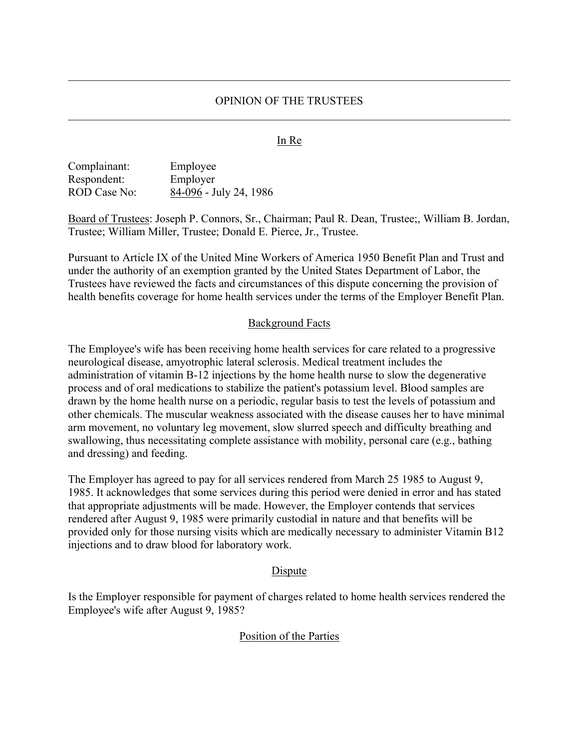# OPINION OF THE TRUSTEES

## In Re

Complainant: Employee
Respondent: Employer
ROD Case No: 84-096 - July 24, 1986

Board of Trustees: Joseph P. Connors, Sr., Chairman; Paul R. Dean, Trustee;, William B. Jordan, Trustee; William Miller, Trustee; Donald E. Pierce, Jr., Trustee.

Pursuant to Article IX of the United Mine Workers of America 1950 Benefit Plan and Trust and under the authority of an exemption granted by the United States Department of Labor, the Trustees have reviewed the facts and circumstances of this dispute concerning the provision of health benefits coverage for home health services under the terms of the Employer Benefit Plan.

## Background Facts

The Employee's wife has been receiving home health services for care related to a progressive neurological disease, amyotrophic lateral sclerosis. Medical treatment includes the administration of vitamin B-12 injections by the home health nurse to slow the degenerative process and of oral medications to stabilize the patient's potassium level. Blood samples are drawn by the home health nurse on a periodic, regular basis to test the levels of potassium and other chemicals. The muscular weakness associated with the disease causes her to have minimal arm movement, no voluntary leg movement, slow slurred speech and difficulty breathing and swallowing, thus necessitating complete assistance with mobility, personal care (e.g., bathing and dressing) and feeding.

The Employer has agreed to pay for all services rendered from March 25 1985 to August 9, 1985. It acknowledges that some services during this period were denied in error and has stated that appropriate adjustments will be made. However, the Employer contends that services rendered after August 9, 1985 were primarily custodial in nature and that benefits will be provided only for those nursing visits which are medically necessary to administer Vitamin B12 injections and to draw blood for laboratory work.

## Dispute

Is the Employer responsible for payment of charges related to home health services rendered the Employee's wife after August 9, 1985?

## Position of the Parties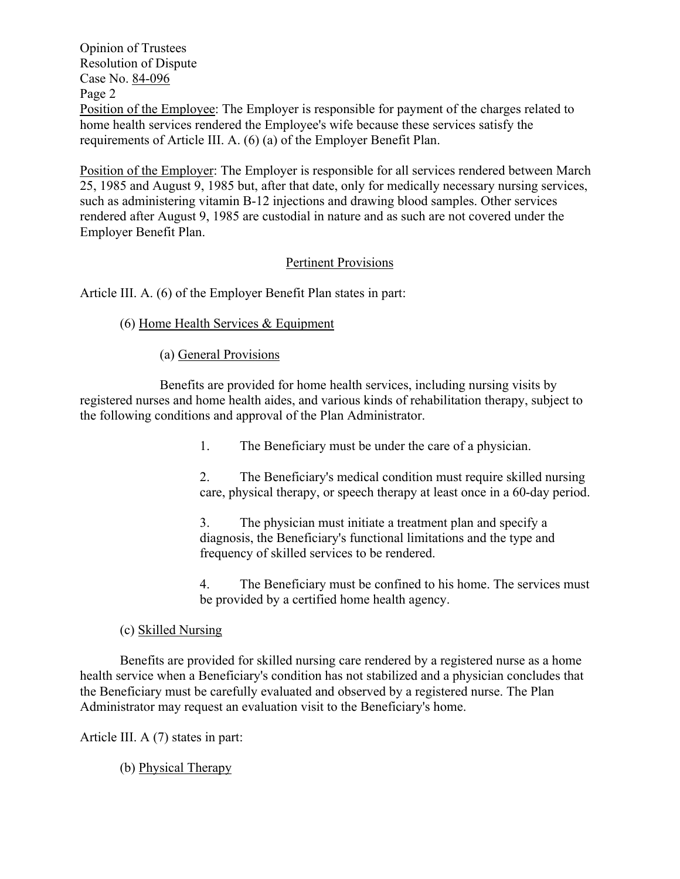Position of the Employee: The Employer is responsible for payment of the charges related to home health services rendered the Employee's wife because these services satisfy the requirements of Article III. A. (6) (a) of the Employer Benefit Plan.

Position of the Employer: The Employer is responsible for all services rendered between March 25, 1985 and August 9, 1985 but, after that date, only for medically necessary nursing services, such as administering vitamin B-12 injections and drawing blood samples. Other services rendered after August 9, 1985 are custodial in nature and as such are not covered under the Employer Benefit Plan.

## Pertinent Provisions

Article III. A. (6) of the Employer Benefit Plan states in part:

(6) Home Health Services & Equipment

(a) General Provisions

Benefits are provided for home health services, including nursing visits by registered nurses and home health aides, and various kinds of rehabilitation therapy, subject to the following conditions and approval of the Plan Administrator.

1. The Beneficiary must be under the care of a physician.

2. The Beneficiary's medical condition must require skilled nursing care, physical therapy, or speech therapy at least once in a 60-day period.

3. The physician must initiate a treatment plan and specify a diagnosis, the Beneficiary's functional limitations and the type and frequency of skilled services to be rendered.

4. The Beneficiary must be confined to his home. The services must be provided by a certified home health agency.

(c) Skilled Nursing

Benefits are provided for skilled nursing care rendered by a registered nurse as a home health service when a Beneficiary's condition has not stabilized and a physician concludes that the Beneficiary must be carefully evaluated and observed by a registered nurse. The Plan Administrator may request an evaluation visit to the Beneficiary's home.

Article III. A (7) states in part:

(b) Physical Therapy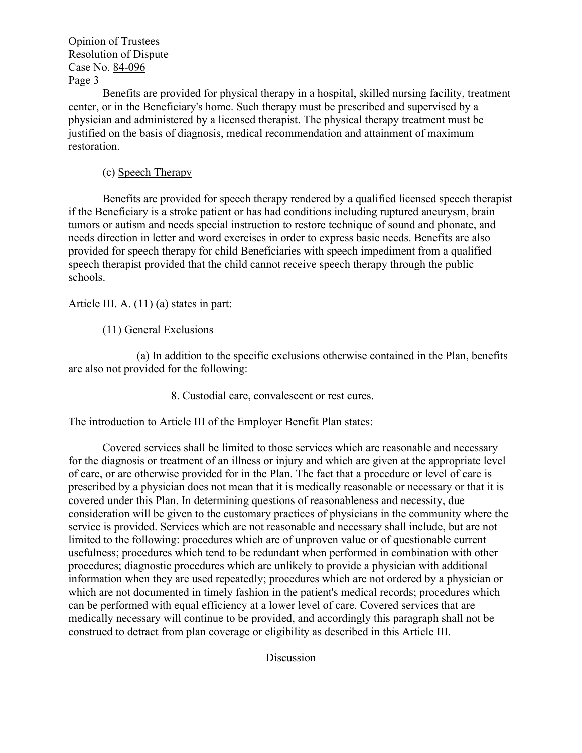Benefits are provided for physical therapy in a hospital, skilled nursing facility, treatment center, or in the Beneficiary's home. Such therapy must be prescribed and supervised by a physician and administered by a licensed therapist. The physical therapy treatment must be justified on the basis of diagnosis, medical recommendation and attainment of maximum restoration.

(c) Speech Therapy

Benefits are provided for speech therapy rendered by a qualified licensed speech therapist if the Beneficiary is a stroke patient or has had conditions including ruptured aneurysm, brain tumors or autism and needs special instruction to restore technique of sound and phonate, and needs direction in letter and word exercises in order to express basic needs. Benefits are also provided for speech therapy for child Beneficiaries with speech impediment from a qualified speech therapist provided that the child cannot receive speech therapy through the public schools.

Article III. A. (11) (a) states in part:

(11) General Exclusions

(a) In addition to the specific exclusions otherwise contained in the Plan, benefits are also not provided for the following:

8. Custodial care, convalescent or rest cures.

The introduction to Article III of the Employer Benefit Plan states:

Covered services shall be limited to those services which are reasonable and necessary for the diagnosis or treatment of an illness or injury and which are given at the appropriate level of care, or are otherwise provided for in the Plan. The fact that a procedure or level of care is prescribed by a physician does not mean that it is medically reasonable or necessary or that it is covered under this Plan. In determining questions of reasonableness and necessity, due consideration will be given to the customary practices of physicians in the community where the service is provided. Services which are not reasonable and necessary shall include, but are not limited to the following: procedures which are of unproven value or of questionable current usefulness; procedures which tend to be redundant when performed in combination with other procedures; diagnostic procedures which are unlikely to provide a physician with additional information when they are used repeatedly; procedures which are not ordered by a physician or which are not documented in timely fashion in the patient's medical records; procedures which can be performed with equal efficiency at a lower level of care. Covered services that are medically necessary will continue to be provided, and accordingly this paragraph shall not be construed to detract from plan coverage or eligibility as described in this Article III.

## Discussion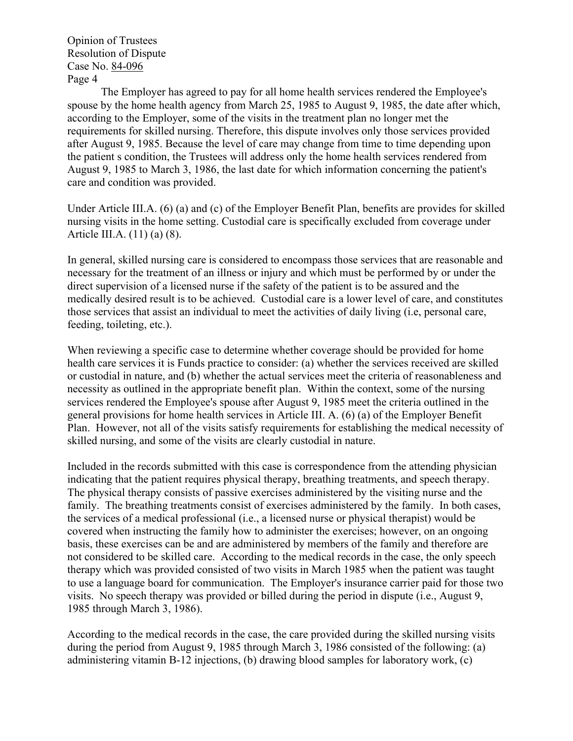The Employer has agreed to pay for all home health services rendered the Employee's spouse by the home health agency from March 25, 1985 to August 9, 1985, the date after which, according to the Employer, some of the visits in the treatment plan no longer met the requirements for skilled nursing. Therefore, this dispute involves only those services provided after August 9, 1985. Because the level of care may change from time to time depending upon the patient s condition, the Trustees will address only the home health services rendered from August 9, 1985 to March 3, 1986, the last date for which information concerning the patient's care and condition was provided.

Under Article III.A. (6) (a) and (c) of the Employer Benefit Plan, benefits are provides for skilled nursing visits in the home setting. Custodial care is specifically excluded from coverage under Article III.A. (11) (a) (8).

In general, skilled nursing care is considered to encompass those services that are reasonable and necessary for the treatment of an illness or injury and which must be performed by or under the direct supervision of a licensed nurse if the safety of the patient is to be assured and the medically desired result is to be achieved. Custodial care is a lower level of care, and constitutes those services that assist an individual to meet the activities of daily living (i.e, personal care, feeding, toileting, etc.).

When reviewing a specific case to determine whether coverage should be provided for home health care services it is Funds practice to consider: (a) whether the services received are skilled or custodial in nature, and (b) whether the actual services meet the criteria of reasonableness and necessity as outlined in the appropriate benefit plan. Within the context, some of the nursing services rendered the Employee's spouse after August 9, 1985 meet the criteria outlined in the general provisions for home health services in Article III. A. (6) (a) of the Employer Benefit Plan. However, not all of the visits satisfy requirements for establishing the medical necessity of skilled nursing, and some of the visits are clearly custodial in nature.

Included in the records submitted with this case is correspondence from the attending physician indicating that the patient requires physical therapy, breathing treatments, and speech therapy. The physical therapy consists of passive exercises administered by the visiting nurse and the family. The breathing treatments consist of exercises administered by the family. In both cases, the services of a medical professional (i.e., a licensed nurse or physical therapist) would be covered when instructing the family how to administer the exercises; however, on an ongoing basis, these exercises can be and are administered by members of the family and therefore are not considered to be skilled care. According to the medical records in the case, the only speech therapy which was provided consisted of two visits in March 1985 when the patient was taught to use a language board for communication. The Employer's insurance carrier paid for those two visits. No speech therapy was provided or billed during the period in dispute (i.e., August 9, 1985 through March 3, 1986).

According to the medical records in the case, the care provided during the skilled nursing visits during the period from August 9, 1985 through March 3, 1986 consisted of the following: (a) administering vitamin B-12 injections, (b) drawing blood samples for laboratory work, (c)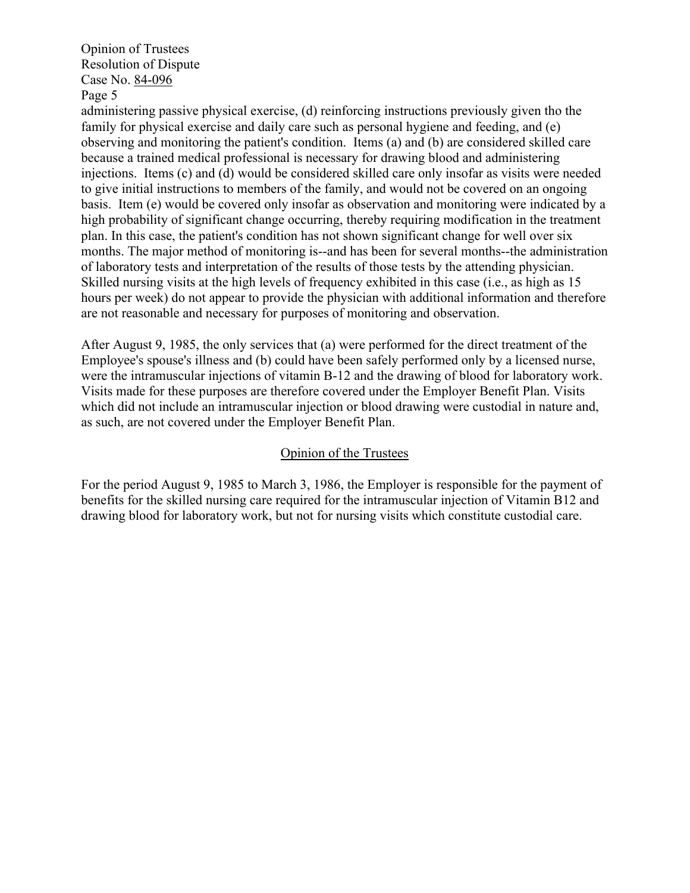administering passive physical exercise, (d) reinforcing instructions previously given tho the family for physical exercise and daily care such as personal hygiene and feeding, and (e) observing and monitoring the patient's condition. Items (a) and (b) are considered skilled care because a trained medical professional is necessary for drawing blood and administering injections. Items (c) and (d) would be considered skilled care only insofar as visits were needed to give initial instructions to members of the family, and would not be covered on an ongoing basis. Item (e) would be covered only insofar as observation and monitoring were indicated by a high probability of significant change occurring, thereby requiring modification in the treatment plan. In this case, the patient's condition has not shown significant change for well over six months. The major method of monitoring is--and has been for several months--the administration of laboratory tests and interpretation of the results of those tests by the attending physician. Skilled nursing visits at the high levels of frequency exhibited in this case (i.e., as high as 15 hours per week) do not appear to provide the physician with additional information and therefore are not reasonable and necessary for purposes of monitoring and observation.

After August 9, 1985, the only services that (a) were performed for the direct treatment of the Employee's spouse's illness and (b) could have been safely performed only by a licensed nurse, were the intramuscular injections of vitamin B-12 and the drawing of blood for laboratory work. Visits made for these purposes are therefore covered under the Employer Benefit Plan. Visits which did not include an intramuscular injection or blood drawing were custodial in nature and, as such, are not covered under the Employer Benefit Plan.

## Opinion of the Trustees

For the period August 9, 1985 to March 3, 1986, the Employer is responsible for the payment of benefits for the skilled nursing care required for the intramuscular injection of Vitamin B12 and drawing blood for laboratory work, but not for nursing visits which constitute custodial care.